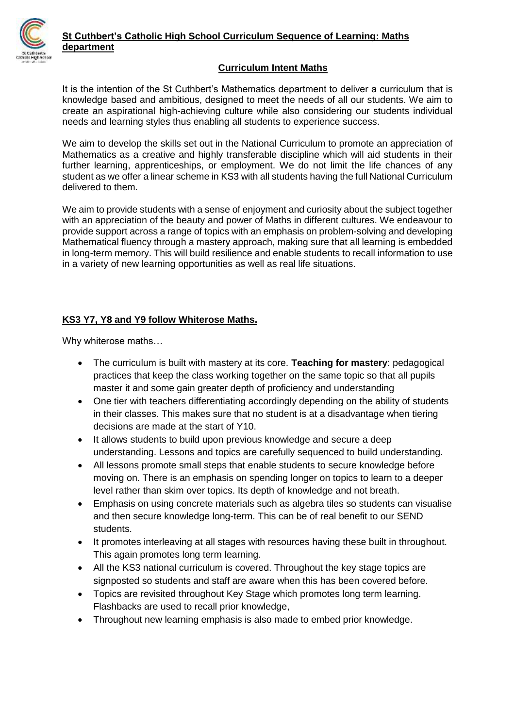# St Cuthbert's Catholic High School Curriculum Sequence of Learning: Maths department

## Curriculum Intent Maths

It is the intention of the St Cuthbert's Mathematics department to deliver a curriculum that is knowledge based and ambitious, designed to meet the needs of all our students. We aim to create an aspirational high-achieving culture while also considering our students individual needs and learning styles thus enabling all students to experience success.

We aim to develop the skills set out in the National Curriculum to promote an appreciation of Mathematics as a creative and highly transferable discipline which will aid students in their further learning, apprenticeships, or employment. We do not limit the life chances of any student as we offer a linear scheme in KS3 with all students having the full National Curriculum delivered to them.

We aim to provide students with a sense of enjoyment and curiosity about the subject together with an appreciation of the beauty and power of Maths in different cultures. We endeavour to provide support across a range of topics with an emphasis on problem-solving and developing Mathematical fluency through a mastery approach, making sure that all learning is embedded in long-term memory. This will build resilience and enable students to recall information to use in a variety of new learning opportunities as well as real life situations.

## KS3 Y7, Y8 and Y9 follow Whiterose Maths.

Why whiterose maths…

- The curriculum is built with mastery at its core. **Teaching for mastery**: pedagogical practices that keep the class working together on the same topic so that all pupils master it and some gain greater depth of proficiency and understanding
- One tier with teachers differentiating accordingly depending on the ability of students in their classes. This makes sure that no student is at a disadvantage when tiering decisions are made at the start of Y10.
- It allows students to build upon previous knowledge and secure a deep understanding. Lessons and topics are carefully sequenced to build understanding.
- All lessons promote small steps that enable students to secure knowledge before moving on. There is an emphasis on spending longer on topics to learn to a deeper level rather than skim over topics. Its depth of knowledge and not breath.
- Emphasis on using concrete materials such as algebra tiles so students can visualise and then secure knowledge long-term. This can be of real benefit to our SEND students.
- It promotes interleaving at all stages with resources having these built in throughout. This again promotes long term learning.
- All the KS3 national curriculum is covered. Throughout the key stage topics are signposted so students and staff are aware when this has been covered before.
- Topics are revisited throughout Key Stage which promotes long term learning. Flashbacks are used to recall prior knowledge,
- Throughout new learning emphasis is also made to embed prior knowledge.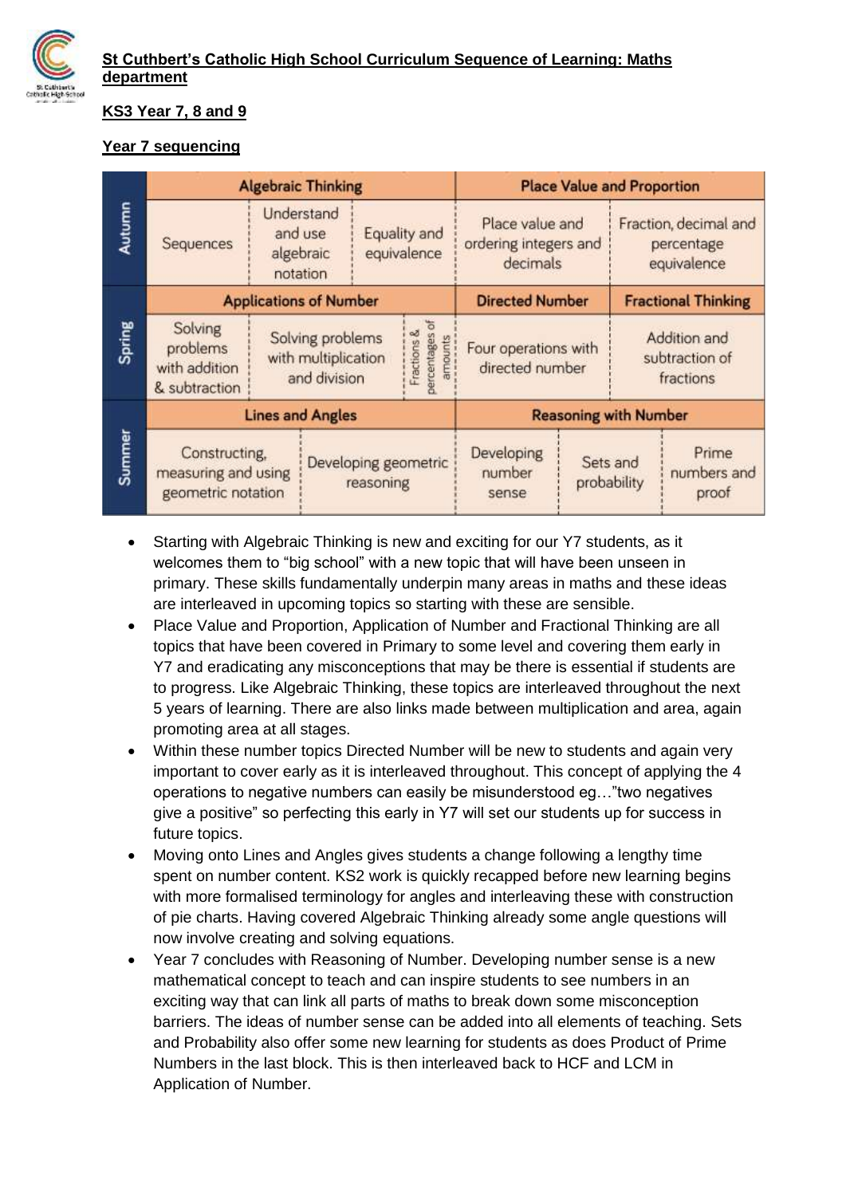**St Cuthbert's Catholic High School Curriculum Sequence of Learning: Maths department**

**KS3 Year 7, 8 and 9**

**Year 7 sequencing**

| | Algebraic Thinking | | | | Place Value and Proportion | | |
|---|---|---|---|---|---|---|---|
| **Autumn** | Sequences | Understand and use algebraic notation | Equality and equivalence | | Place value and ordering integers and decimals | Fraction, decimal and percentage equivalence | |
| | **Applications of Number** | | | | **Directed Number** | **Fractional Thinking** | |
| **Spring** | Solving problems with addition & subtraction | Solving problems with multiplication and division | | Fractions & percentages of amounts | Four operations with directed number | Addition and subtraction of fractions | |
| | **Lines and Angles** | | | | **Reasoning with Number** | | |
| **Summer** | Constructing, measuring and using geometric notation | Developing geometric reasoning | | | Developing number sense | Sets and probability | Prime numbers and proof |

- Starting with Algebraic Thinking is new and exciting for our Y7 students, as it welcomes them to "big school" with a new topic that will have been unseen in primary. These skills fundamentally underpin many areas in maths and these ideas are interleaved in upcoming topics so starting with these are sensible.
- Place Value and Proportion, Application of Number and Fractional Thinking are all topics that have been covered in Primary to some level and covering them early in Y7 and eradicating any misconceptions that may be there is essential if students are to progress. Like Algebraic Thinking, these topics are interleaved throughout the next 5 years of learning. There are also links made between multiplication and area, again promoting area at all stages.
- Within these number topics Directed Number will be new to students and again very important to cover early as it is interleaved throughout. This concept of applying the 4 operations to negative numbers can easily be misunderstood eg…"two negatives give a positive" so perfecting this early in Y7 will set our students up for success in future topics.
- Moving onto Lines and Angles gives students a change following a lengthy time spent on number content. KS2 work is quickly recapped before new learning begins with more formalised terminology for angles and interleaving these with construction of pie charts. Having covered Algebraic Thinking already some angle questions will now involve creating and solving equations.
- Year 7 concludes with Reasoning of Number. Developing number sense is a new mathematical concept to teach and can inspire students to see numbers in an exciting way that can link all parts of maths to break down some misconception barriers. The ideas of number sense can be added into all elements of teaching. Sets and Probability also offer some new learning for students as does Product of Prime Numbers in the last block. This is then interleaved back to HCF and LCM in Application of Number.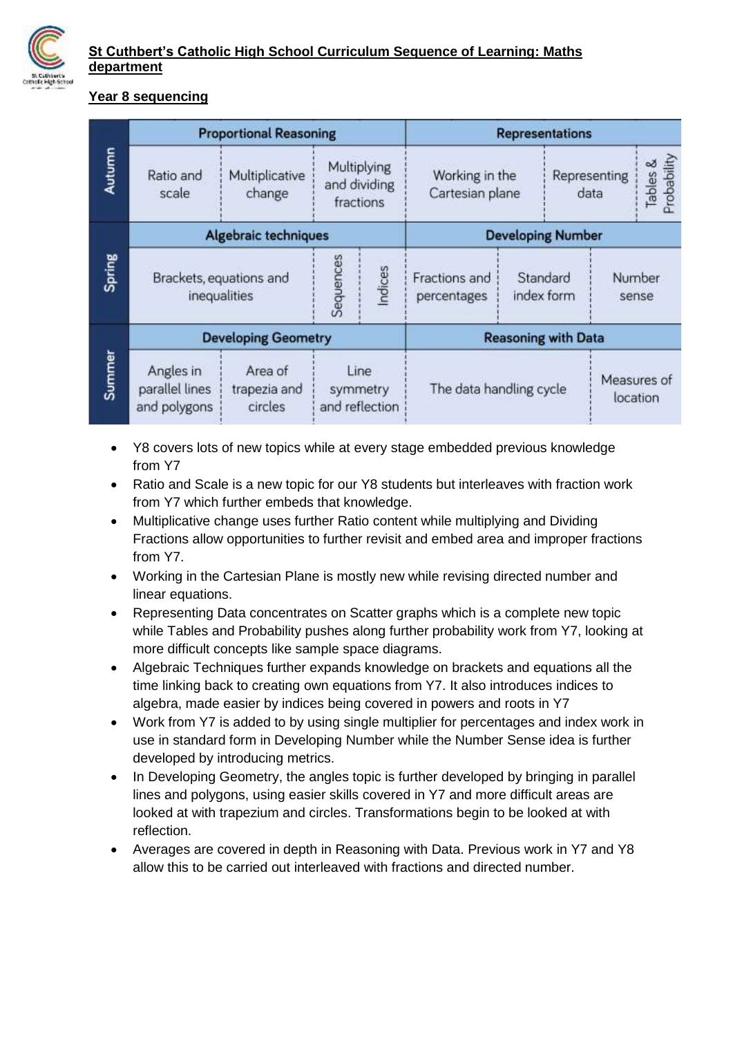**St Cuthbert's Catholic High School Curriculum Sequence of Learning: Maths department**

**Year 8 sequencing**

| Term | Block | | | | | | |
|---|---|---|---|---|---|---|---|
| Autumn | Proportional Reasoning | | | Representations | | | |
| | Ratio and scale | Multiplicative change | Multiplying and dividing fractions | Working in the Cartesian plane | Representing data | Tables & Probability | |
| Spring | Algebraic techniques | | | Developing Number | | | |
| | Brackets, equations and inequalities | Sequences | Indices | Fractions and percentages | Standard index form | Number sense | |
| Summer | Developing Geometry | | | Reasoning with Data | | | |
| | Angles in parallel lines and polygons | Area of trapezia and circles | Line symmetry and reflection | The data handling cycle | Measures of location | | |

- Y8 covers lots of new topics while at every stage embedded previous knowledge from Y7
- Ratio and Scale is a new topic for our Y8 students but interleaves with fraction work from Y7 which further embeds that knowledge.
- Multiplicative change uses further Ratio content while multiplying and Dividing Fractions allow opportunities to further revisit and embed area and improper fractions from Y7.
- Working in the Cartesian Plane is mostly new while revising directed number and linear equations.
- Representing Data concentrates on Scatter graphs which is a complete new topic while Tables and Probability pushes along further probability work from Y7, looking at more difficult concepts like sample space diagrams.
- Algebraic Techniques further expands knowledge on brackets and equations all the time linking back to creating own equations from Y7. It also introduces indices to algebra, made easier by indices being covered in powers and roots in Y7
- Work from Y7 is added to by using single multiplier for percentages and index work in use in standard form in Developing Number while the Number Sense idea is further developed by introducing metrics.
- In Developing Geometry, the angles topic is further developed by bringing in parallel lines and polygons, using easier skills covered in Y7 and more difficult areas are looked at with trapezium and circles. Transformations begin to be looked at with reflection.
- Averages are covered in depth in Reasoning with Data. Previous work in Y7 and Y8 allow this to be carried out interleaved with fractions and directed number.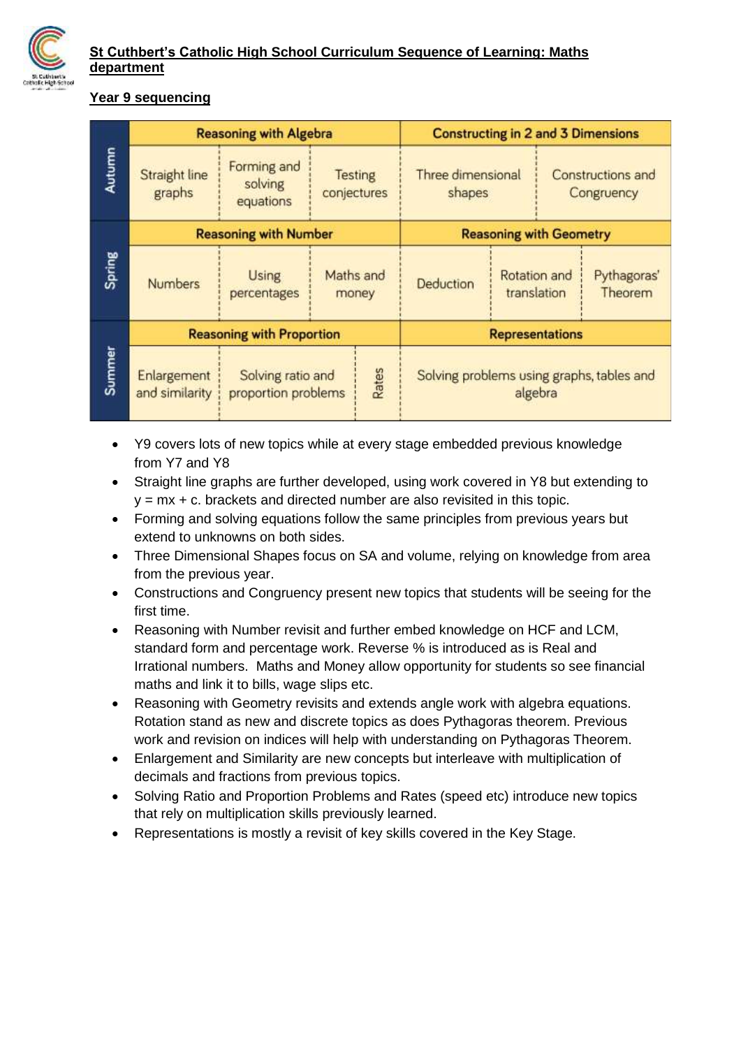**St Cuthbert's Catholic High School Curriculum Sequence of Learning: Maths department**

**Year 9 sequencing**

| Term | Reasoning with Algebra | | | Constructing in 2 and 3 Dimensions | |
|---|---|---|---|---|---|
| Autumn | Straight line graphs | Forming and solving equations | Testing conjectures | Three dimensional shapes | Constructions and Congruency |

| Term | Reasoning with Number | | | Reasoning with Geometry | | |
|---|---|---|---|---|---|---|
| Spring | Numbers | Using percentages | Maths and money | Deduction | Rotation and translation | Pythagoras' Theorem |

| Term | Reasoning with Proportion | | | Representations |
|---|---|---|---|---|
| Summer | Enlargement and similarity | Solving ratio and proportion problems | Rates | Solving problems using graphs, tables and algebra |

- Y9 covers lots of new topics while at every stage embedded previous knowledge from Y7 and Y8
- Straight line graphs are further developed, using work covered in Y8 but extending to $y = mx + c$. brackets and directed number are also revisited in this topic.
- Forming and solving equations follow the same principles from previous years but extend to unknowns on both sides.
- Three Dimensional Shapes focus on SA and volume, relying on knowledge from area from the previous year.
- Constructions and Congruency present new topics that students will be seeing for the first time.
- Reasoning with Number revisit and further embed knowledge on HCF and LCM, standard form and percentage work. Reverse % is introduced as is Real and Irrational numbers. Maths and Money allow opportunity for students so see financial maths and link it to bills, wage slips etc.
- Reasoning with Geometry revisits and extends angle work with algebra equations. Rotation stand as new and discrete topics as does Pythagoras theorem. Previous work and revision on indices will help with understanding on Pythagoras Theorem.
- Enlargement and Similarity are new concepts but interleave with multiplication of decimals and fractions from previous topics.
- Solving Ratio and Proportion Problems and Rates (speed etc) introduce new topics that rely on multiplication skills previously learned.
- Representations is mostly a revisit of key skills covered in the Key Stage.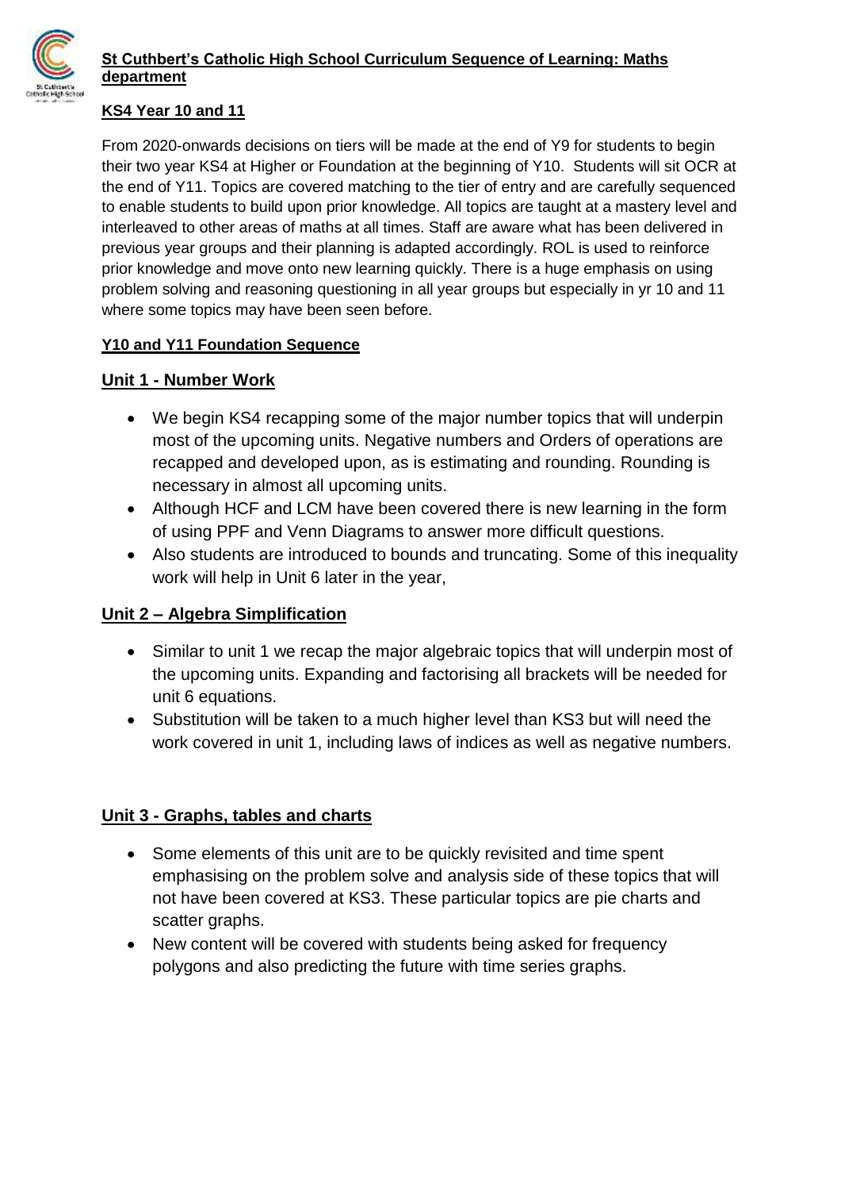**St Cuthbert's Catholic High School Curriculum Sequence of Learning: Maths department**

## KS4 Year 10 and 11

From 2020-onwards decisions on tiers will be made at the end of Y9 for students to begin their two year KS4 at Higher or Foundation at the beginning of Y10. Students will sit OCR at the end of Y11. Topics are covered matching to the tier of entry and are carefully sequenced to enable students to build upon prior knowledge. All topics are taught at a mastery level and interleaved to other areas of maths at all times. Staff are aware what has been delivered in previous year groups and their planning is adapted accordingly. ROL is used to reinforce prior knowledge and move onto new learning quickly. There is a huge emphasis on using problem solving and reasoning questioning in all year groups but especially in yr 10 and 11 where some topics may have been seen before.

### Y10 and Y11 Foundation Sequence

### Unit 1 - Number Work

- We begin KS4 recapping some of the major number topics that will underpin most of the upcoming units. Negative numbers and Orders of operations are recapped and developed upon, as is estimating and rounding. Rounding is necessary in almost all upcoming units.
- Although HCF and LCM have been covered there is new learning in the form of using PPF and Venn Diagrams to answer more difficult questions.
- Also students are introduced to bounds and truncating. Some of this inequality work will help in Unit 6 later in the year,

### Unit 2 – Algebra Simplification

- Similar to unit 1 we recap the major algebraic topics that will underpin most of the upcoming units. Expanding and factorising all brackets will be needed for unit 6 equations.
- Substitution will be taken to a much higher level than KS3 but will need the work covered in unit 1, including laws of indices as well as negative numbers.

### Unit 3 - Graphs, tables and charts

- Some elements of this unit are to be quickly revisited and time spent emphasising on the problem solve and analysis side of these topics that will not have been covered at KS3. These particular topics are pie charts and scatter graphs.
- New content will be covered with students being asked for frequency polygons and also predicting the future with time series graphs.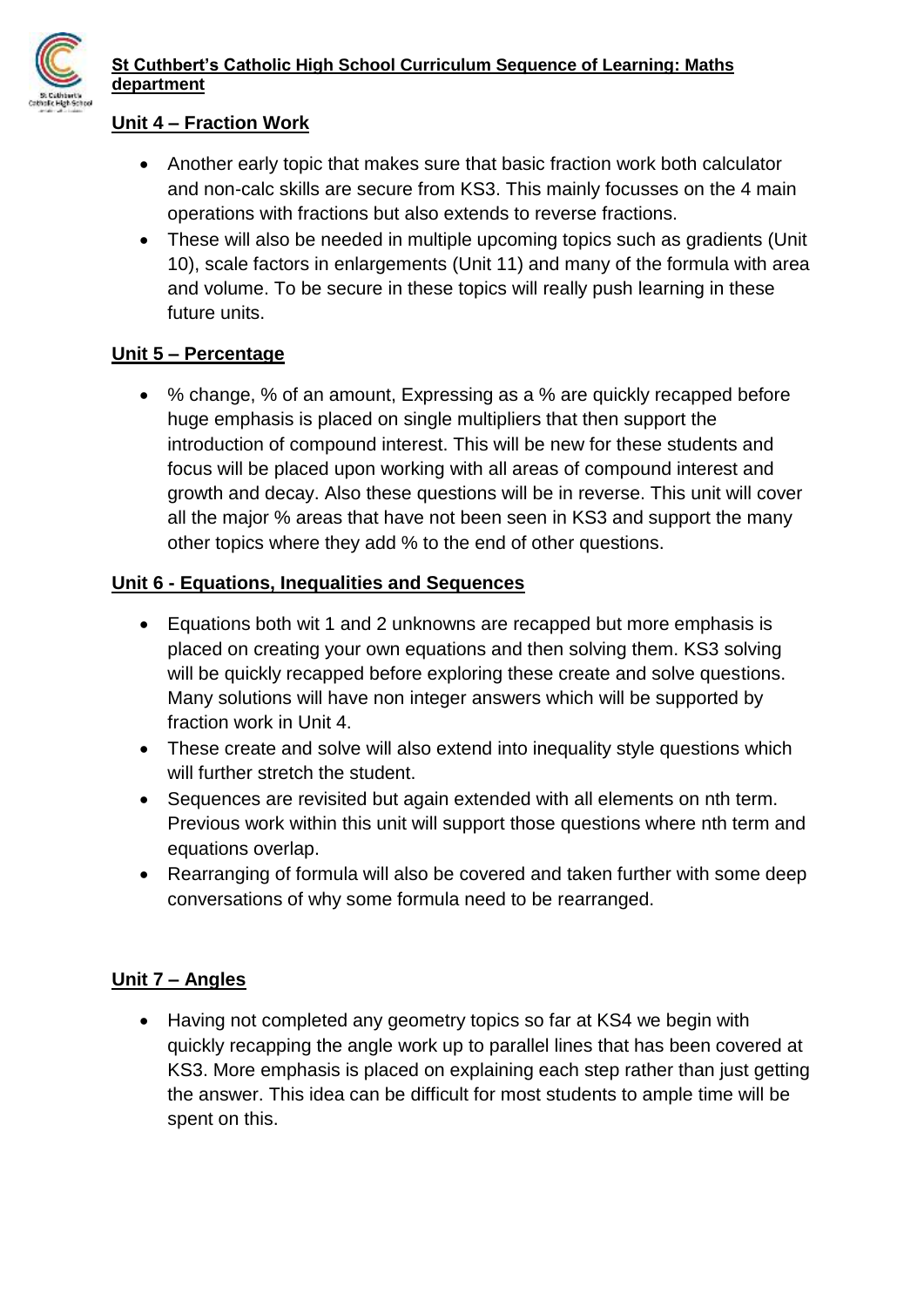## Unit 4 – Fraction Work

- Another early topic that makes sure that basic fraction work both calculator and non-calc skills are secure from KS3. This mainly focusses on the 4 main operations with fractions but also extends to reverse fractions.
- These will also be needed in multiple upcoming topics such as gradients (Unit 10), scale factors in enlargements (Unit 11) and many of the formula with area and volume. To be secure in these topics will really push learning in these future units.

## Unit 5 – Percentage

- % change, % of an amount, Expressing as a % are quickly recapped before huge emphasis is placed on single multipliers that then support the introduction of compound interest. This will be new for these students and focus will be placed upon working with all areas of compound interest and growth and decay. Also these questions will be in reverse. This unit will cover all the major % areas that have not been seen in KS3 and support the many other topics where they add % to the end of other questions.

## Unit 6 - Equations, Inequalities and Sequences

- Equations both wit 1 and 2 unknowns are recapped but more emphasis is placed on creating your own equations and then solving them. KS3 solving will be quickly recapped before exploring these create and solve questions. Many solutions will have non integer answers which will be supported by fraction work in Unit 4.
- These create and solve will also extend into inequality style questions which will further stretch the student.
- Sequences are revisited but again extended with all elements on nth term. Previous work within this unit will support those questions where nth term and equations overlap.
- Rearranging of formula will also be covered and taken further with some deep conversations of why some formula need to be rearranged.

## Unit 7 – Angles

- Having not completed any geometry topics so far at KS4 we begin with quickly recapping the angle work up to parallel lines that has been covered at KS3. More emphasis is placed on explaining each step rather than just getting the answer. This idea can be difficult for most students to ample time will be spent on this.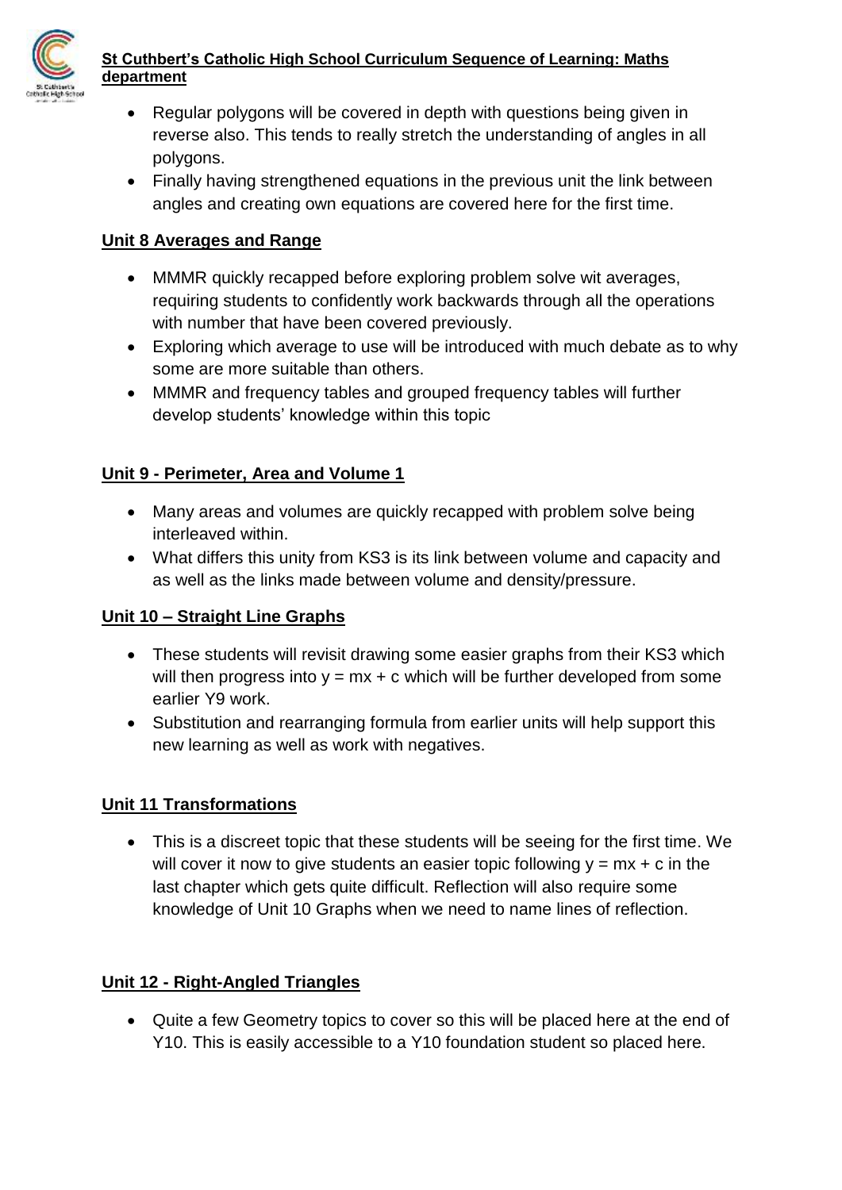- Regular polygons will be covered in depth with questions being given in reverse also. This tends to really stretch the understanding of angles in all polygons.
- Finally having strengthened equations in the previous unit the link between angles and creating own equations are covered here for the first time.

## Unit 8 Averages and Range

- MMMR quickly recapped before exploring problem solve wit averages, requiring students to confidently work backwards through all the operations with number that have been covered previously.
- Exploring which average to use will be introduced with much debate as to why some are more suitable than others.
- MMMR and frequency tables and grouped frequency tables will further develop students' knowledge within this topic

## Unit 9 - Perimeter, Area and Volume 1

- Many areas and volumes are quickly recapped with problem solve being interleaved within.
- What differs this unity from KS3 is its link between volume and capacity and as well as the links made between volume and density/pressure.

## Unit 10 – Straight Line Graphs

- These students will revisit drawing some easier graphs from their KS3 which will then progress into $y = mx + c$ which will be further developed from some earlier Y9 work.
- Substitution and rearranging formula from earlier units will help support this new learning as well as work with negatives.

## Unit 11 Transformations

- This is a discreet topic that these students will be seeing for the first time. We will cover it now to give students an easier topic following $y = mx + c$ in the last chapter which gets quite difficult. Reflection will also require some knowledge of Unit 10 Graphs when we need to name lines of reflection.

## Unit 12 - Right-Angled Triangles

- Quite a few Geometry topics to cover so this will be placed here at the end of Y10. This is easily accessible to a Y10 foundation student so placed here.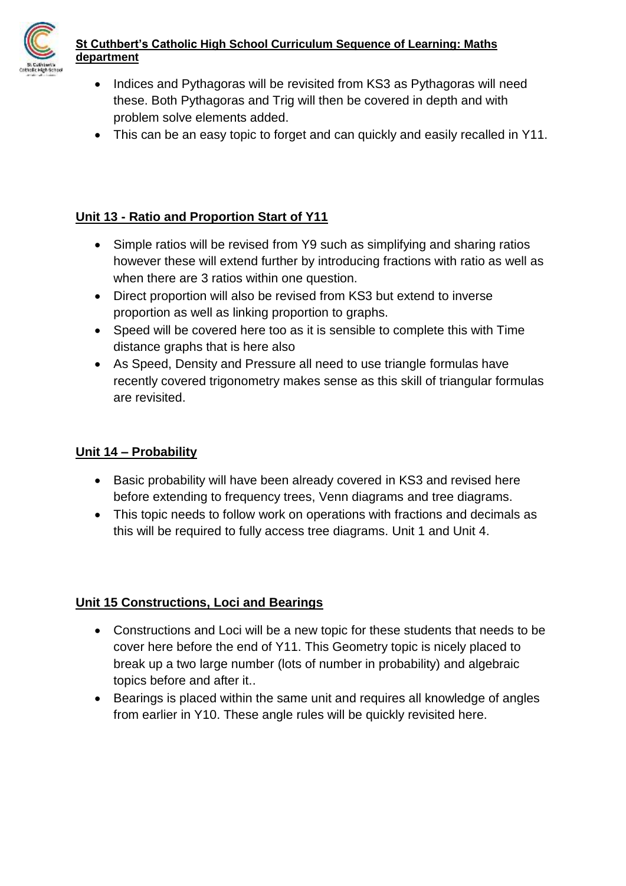- Indices and Pythagoras will be revisited from KS3 as Pythagoras will need these. Both Pythagoras and Trig will then be covered in depth and with problem solve elements added.
- This can be an easy topic to forget and can quickly and easily recalled in Y11.

## **Unit 13 - Ratio and Proportion Start of Y11**

- Simple ratios will be revised from Y9 such as simplifying and sharing ratios however these will extend further by introducing fractions with ratio as well as when there are 3 ratios within one question.
- Direct proportion will also be revised from KS3 but extend to inverse proportion as well as linking proportion to graphs.
- Speed will be covered here too as it is sensible to complete this with Time distance graphs that is here also
- As Speed, Density and Pressure all need to use triangle formulas have recently covered trigonometry makes sense as this skill of triangular formulas are revisited.

## **Unit 14 – Probability**

- Basic probability will have been already covered in KS3 and revised here before extending to frequency trees, Venn diagrams and tree diagrams.
- This topic needs to follow work on operations with fractions and decimals as this will be required to fully access tree diagrams. Unit 1 and Unit 4.

## **Unit 15 Constructions, Loci and Bearings**

- Constructions and Loci will be a new topic for these students that needs to be cover here before the end of Y11. This Geometry topic is nicely placed to break up a two large number (lots of number in probability) and algebraic topics before and after it..
- Bearings is placed within the same unit and requires all knowledge of angles from earlier in Y10. These angle rules will be quickly revisited here.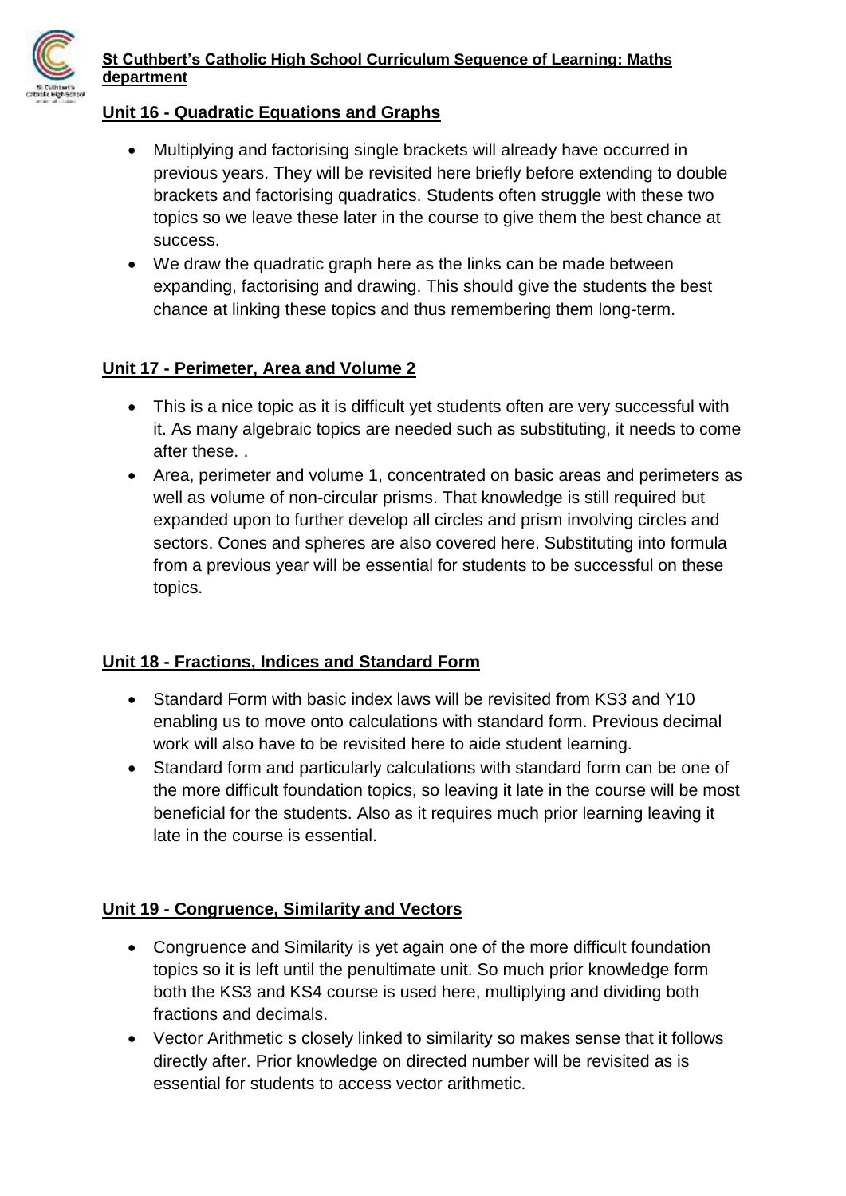**St Cuthbert's Catholic High School Curriculum Sequence of Learning: Maths department**

## Unit 16 - Quadratic Equations and Graphs

- Multiplying and factorising single brackets will already have occurred in previous years. They will be revisited here briefly before extending to double brackets and factorising quadratics. Students often struggle with these two topics so we leave these later in the course to give them the best chance at success.
- We draw the quadratic graph here as the links can be made between expanding, factorising and drawing. This should give the students the best chance at linking these topics and thus remembering them long-term.

## Unit 17 - Perimeter, Area and Volume 2

- This is a nice topic as it is difficult yet students often are very successful with it. As many algebraic topics are needed such as substituting, it needs to come after these. .
- Area, perimeter and volume 1, concentrated on basic areas and perimeters as well as volume of non-circular prisms. That knowledge is still required but expanded upon to further develop all circles and prism involving circles and sectors. Cones and spheres are also covered here. Substituting into formula from a previous year will be essential for students to be successful on these topics.

## Unit 18 - Fractions, Indices and Standard Form

- Standard Form with basic index laws will be revisited from KS3 and Y10 enabling us to move onto calculations with standard form. Previous decimal work will also have to be revisited here to aide student learning.
- Standard form and particularly calculations with standard form can be one of the more difficult foundation topics, so leaving it late in the course will be most beneficial for the students. Also as it requires much prior learning leaving it late in the course is essential.

## Unit 19 - Congruence, Similarity and Vectors

- Congruence and Similarity is yet again one of the more difficult foundation topics so it is left until the penultimate unit. So much prior knowledge form both the KS3 and KS4 course is used here, multiplying and dividing both fractions and decimals.
- Vector Arithmetic s closely linked to similarity so makes sense that it follows directly after. Prior knowledge on directed number will be revisited as is essential for students to access vector arithmetic.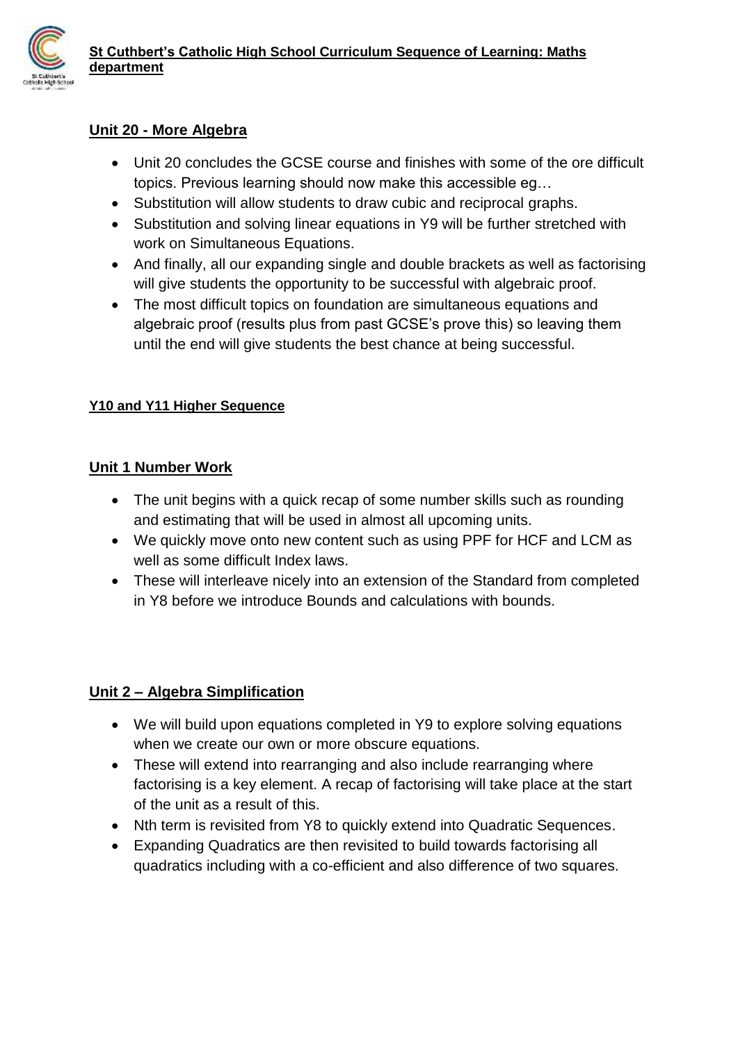## Unit 20 - More Algebra

- Unit 20 concludes the GCSE course and finishes with some of the ore difficult topics. Previous learning should now make this accessible eg…
- Substitution will allow students to draw cubic and reciprocal graphs.
- Substitution and solving linear equations in Y9 will be further stretched with work on Simultaneous Equations.
- And finally, all our expanding single and double brackets as well as factorising will give students the opportunity to be successful with algebraic proof.
- The most difficult topics on foundation are simultaneous equations and algebraic proof (results plus from past GCSE's prove this) so leaving them until the end will give students the best chance at being successful.

### Y10 and Y11 Higher Sequence

## Unit 1 Number Work

- The unit begins with a quick recap of some number skills such as rounding and estimating that will be used in almost all upcoming units.
- We quickly move onto new content such as using PPF for HCF and LCM as well as some difficult Index laws.
- These will interleave nicely into an extension of the Standard from completed in Y8 before we introduce Bounds and calculations with bounds.

## Unit 2 – Algebra Simplification

- We will build upon equations completed in Y9 to explore solving equations when we create our own or more obscure equations.
- These will extend into rearranging and also include rearranging where factorising is a key element. A recap of factorising will take place at the start of the unit as a result of this.
- Nth term is revisited from Y8 to quickly extend into Quadratic Sequences.
- Expanding Quadratics are then revisited to build towards factorising all quadratics including with a co-efficient and also difference of two squares.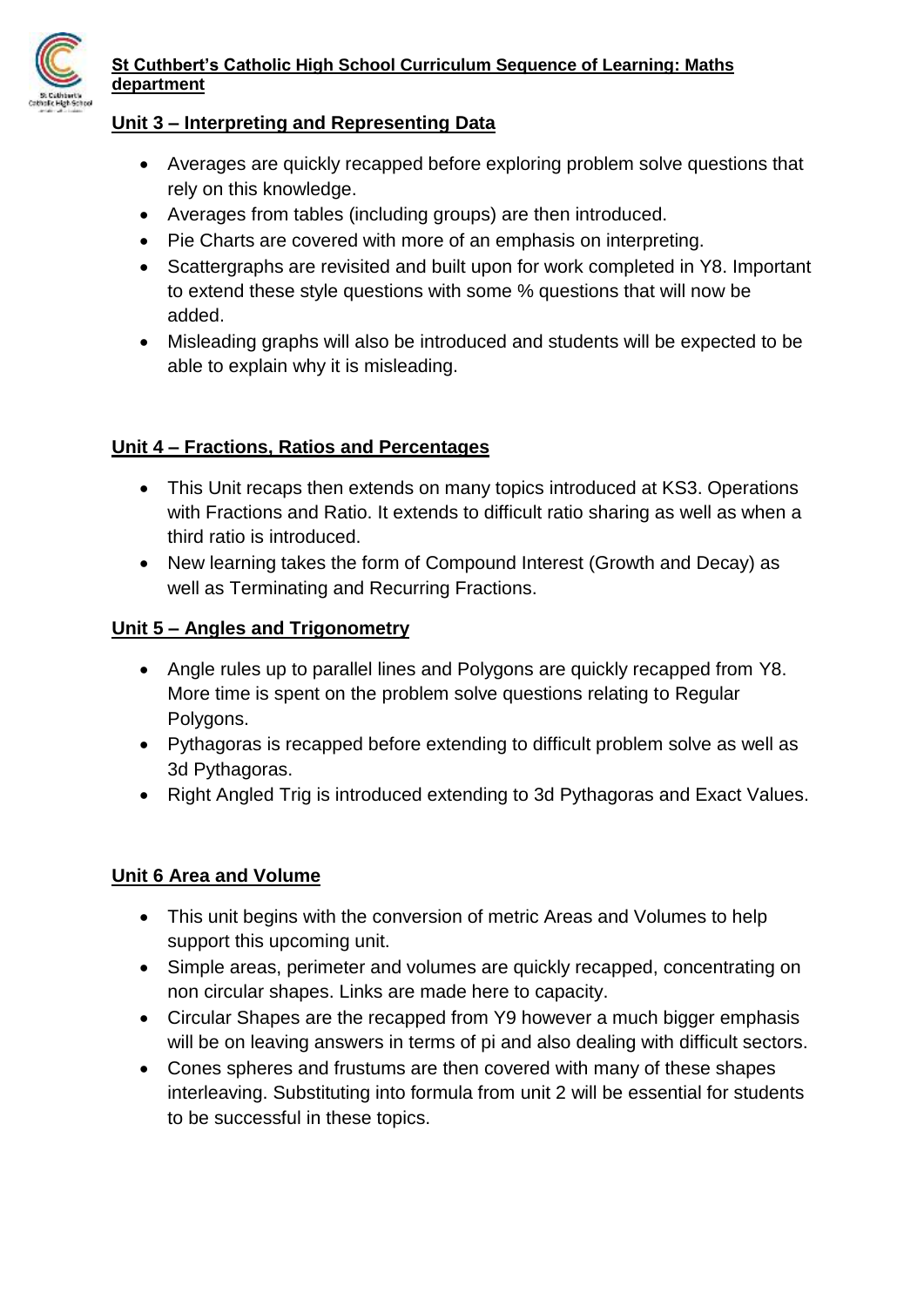**St Cuthbert's Catholic High School Curriculum Sequence of Learning: Maths department**

## Unit 3 – Interpreting and Representing Data

- Averages are quickly recapped before exploring problem solve questions that rely on this knowledge.
- Averages from tables (including groups) are then introduced.
- Pie Charts are covered with more of an emphasis on interpreting.
- Scattergraphs are revisited and built upon for work completed in Y8. Important to extend these style questions with some % questions that will now be added.
- Misleading graphs will also be introduced and students will be expected to be able to explain why it is misleading.

## Unit 4 – Fractions, Ratios and Percentages

- This Unit recaps then extends on many topics introduced at KS3. Operations with Fractions and Ratio. It extends to difficult ratio sharing as well as when a third ratio is introduced.
- New learning takes the form of Compound Interest (Growth and Decay) as well as Terminating and Recurring Fractions.

## Unit 5 – Angles and Trigonometry

- Angle rules up to parallel lines and Polygons are quickly recapped from Y8. More time is spent on the problem solve questions relating to Regular Polygons.
- Pythagoras is recapped before extending to difficult problem solve as well as 3d Pythagoras.
- Right Angled Trig is introduced extending to 3d Pythagoras and Exact Values.

## Unit 6 Area and Volume

- This unit begins with the conversion of metric Areas and Volumes to help support this upcoming unit.
- Simple areas, perimeter and volumes are quickly recapped, concentrating on non circular shapes. Links are made here to capacity.
- Circular Shapes are the recapped from Y9 however a much bigger emphasis will be on leaving answers in terms of pi and also dealing with difficult sectors.
- Cones spheres and frustums are then covered with many of these shapes interleaving. Substituting into formula from unit 2 will be essential for students to be successful in these topics.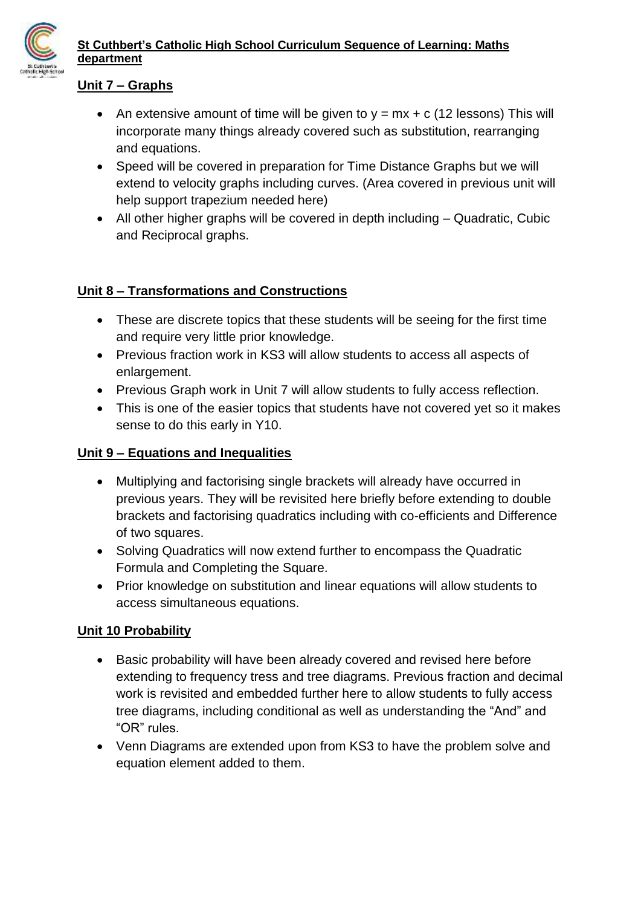**St Cuthbert's Catholic High School Curriculum Sequence of Learning: Maths department**

## Unit 7 – Graphs

- An extensive amount of time will be given to $y = mx + c$ (12 lessons) This will incorporate many things already covered such as substitution, rearranging and equations.
- Speed will be covered in preparation for Time Distance Graphs but we will extend to velocity graphs including curves. (Area covered in previous unit will help support trapezium needed here)
- All other higher graphs will be covered in depth including – Quadratic, Cubic and Reciprocal graphs.

## Unit 8 – Transformations and Constructions

- These are discrete topics that these students will be seeing for the first time and require very little prior knowledge.
- Previous fraction work in KS3 will allow students to access all aspects of enlargement.
- Previous Graph work in Unit 7 will allow students to fully access reflection.
- This is one of the easier topics that students have not covered yet so it makes sense to do this early in Y10.

## Unit 9 – Equations and Inequalities

- Multiplying and factorising single brackets will already have occurred in previous years. They will be revisited here briefly before extending to double brackets and factorising quadratics including with co-efficients and Difference of two squares.
- Solving Quadratics will now extend further to encompass the Quadratic Formula and Completing the Square.
- Prior knowledge on substitution and linear equations will allow students to access simultaneous equations.

## Unit 10 Probability

- Basic probability will have been already covered and revised here before extending to frequency tress and tree diagrams. Previous fraction and decimal work is revisited and embedded further here to allow students to fully access tree diagrams, including conditional as well as understanding the "And" and "OR" rules.
- Venn Diagrams are extended upon from KS3 to have the problem solve and equation element added to them.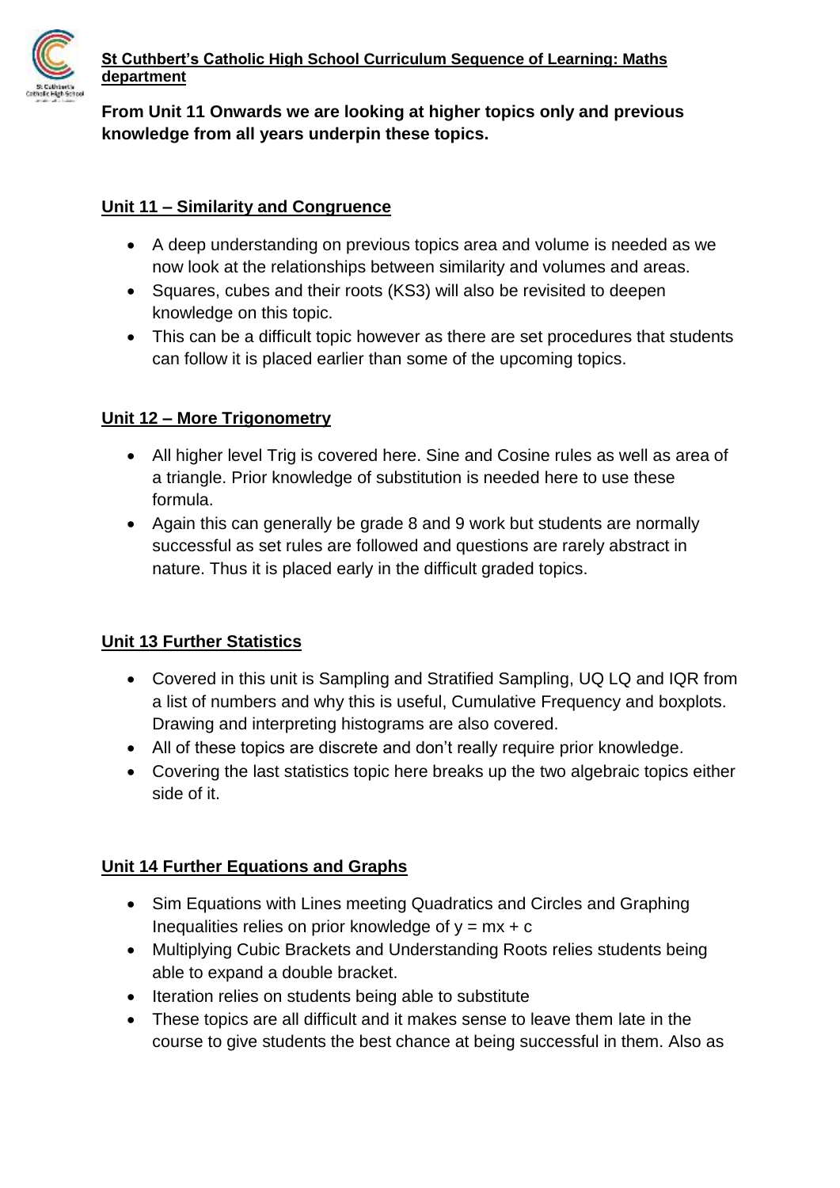**St Cuthbert's Catholic High School Curriculum Sequence of Learning: Maths department**

**From Unit 11 Onwards we are looking at higher topics only and previous knowledge from all years underpin these topics.**

## Unit 11 – Similarity and Congruence

- A deep understanding on previous topics area and volume is needed as we now look at the relationships between similarity and volumes and areas.
- Squares, cubes and their roots (KS3) will also be revisited to deepen knowledge on this topic.
- This can be a difficult topic however as there are set procedures that students can follow it is placed earlier than some of the upcoming topics.

## Unit 12 – More Trigonometry

- All higher level Trig is covered here. Sine and Cosine rules as well as area of a triangle. Prior knowledge of substitution is needed here to use these formula.
- Again this can generally be grade 8 and 9 work but students are normally successful as set rules are followed and questions are rarely abstract in nature. Thus it is placed early in the difficult graded topics.

## Unit 13 Further Statistics

- Covered in this unit is Sampling and Stratified Sampling, UQ LQ and IQR from a list of numbers and why this is useful, Cumulative Frequency and boxplots. Drawing and interpreting histograms are also covered.
- All of these topics are discrete and don't really require prior knowledge.
- Covering the last statistics topic here breaks up the two algebraic topics either side of it.

## Unit 14 Further Equations and Graphs

- Sim Equations with Lines meeting Quadratics and Circles and Graphing Inequalities relies on prior knowledge of $y = mx + c$
- Multiplying Cubic Brackets and Understanding Roots relies students being able to expand a double bracket.
- Iteration relies on students being able to substitute
- These topics are all difficult and it makes sense to leave them late in the course to give students the best chance at being successful in them. Also as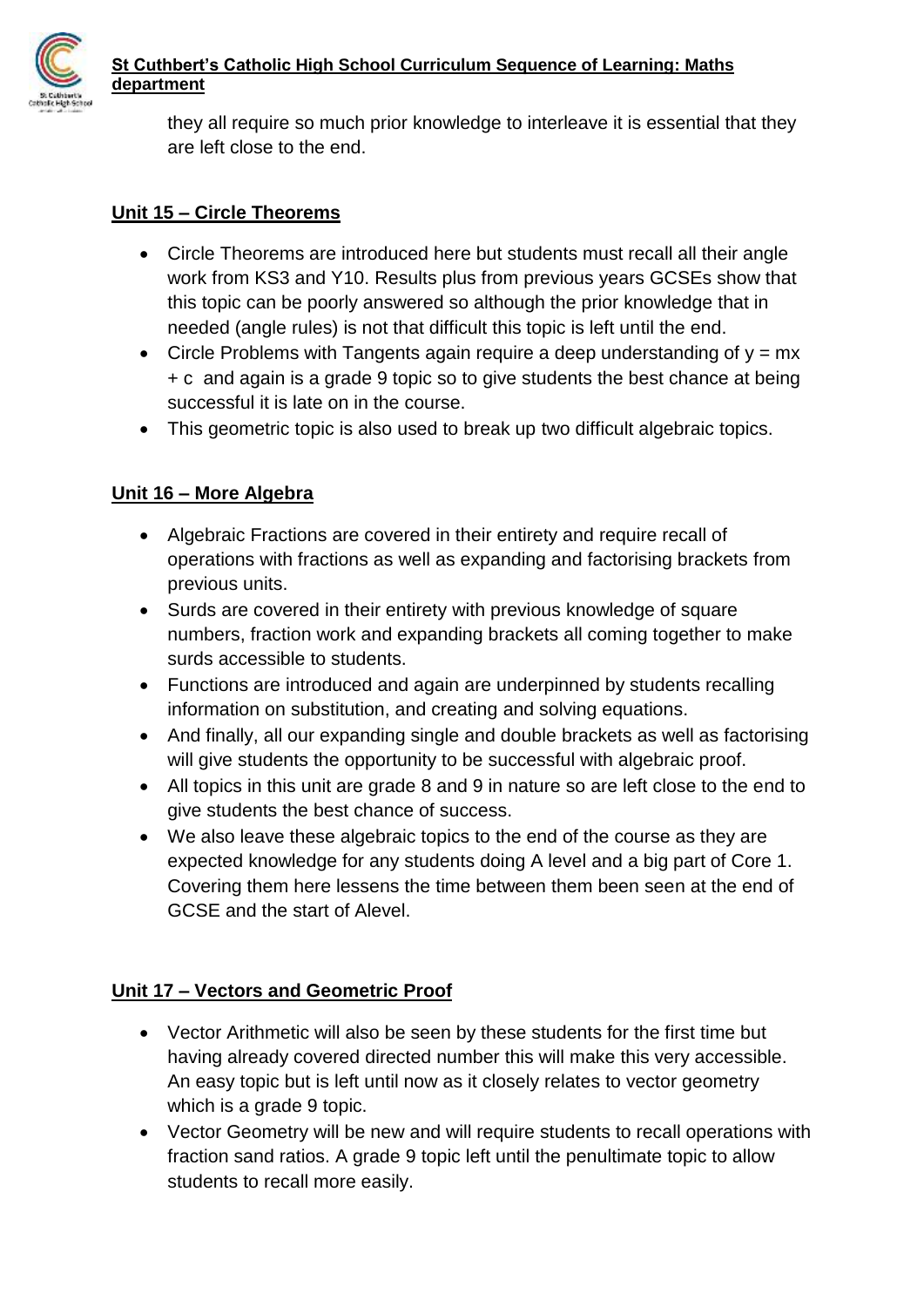they all require so much prior knowledge to interleave it is essential that they are left close to the end.

## Unit 15 – Circle Theorems

- Circle Theorems are introduced here but students must recall all their angle work from KS3 and Y10. Results plus from previous years GCSEs show that this topic can be poorly answered so although the prior knowledge that in needed (angle rules) is not that difficult this topic is left until the end.
- Circle Problems with Tangents again require a deep understanding of $y = mx + c$ and again is a grade 9 topic so to give students the best chance at being successful it is late on in the course.
- This geometric topic is also used to break up two difficult algebraic topics.

## Unit 16 – More Algebra

- Algebraic Fractions are covered in their entirety and require recall of operations with fractions as well as expanding and factorising brackets from previous units.
- Surds are covered in their entirety with previous knowledge of square numbers, fraction work and expanding brackets all coming together to make surds accessible to students.
- Functions are introduced and again are underpinned by students recalling information on substitution, and creating and solving equations.
- And finally, all our expanding single and double brackets as well as factorising will give students the opportunity to be successful with algebraic proof.
- All topics in this unit are grade 8 and 9 in nature so are left close to the end to give students the best chance of success.
- We also leave these algebraic topics to the end of the course as they are expected knowledge for any students doing A level and a big part of Core 1. Covering them here lessens the time between them been seen at the end of GCSE and the start of Alevel.

## Unit 17 – Vectors and Geometric Proof

- Vector Arithmetic will also be seen by these students for the first time but having already covered directed number this will make this very accessible. An easy topic but is left until now as it closely relates to vector geometry which is a grade 9 topic.
- Vector Geometry will be new and will require students to recall operations with fraction sand ratios. A grade 9 topic left until the penultimate topic to allow students to recall more easily.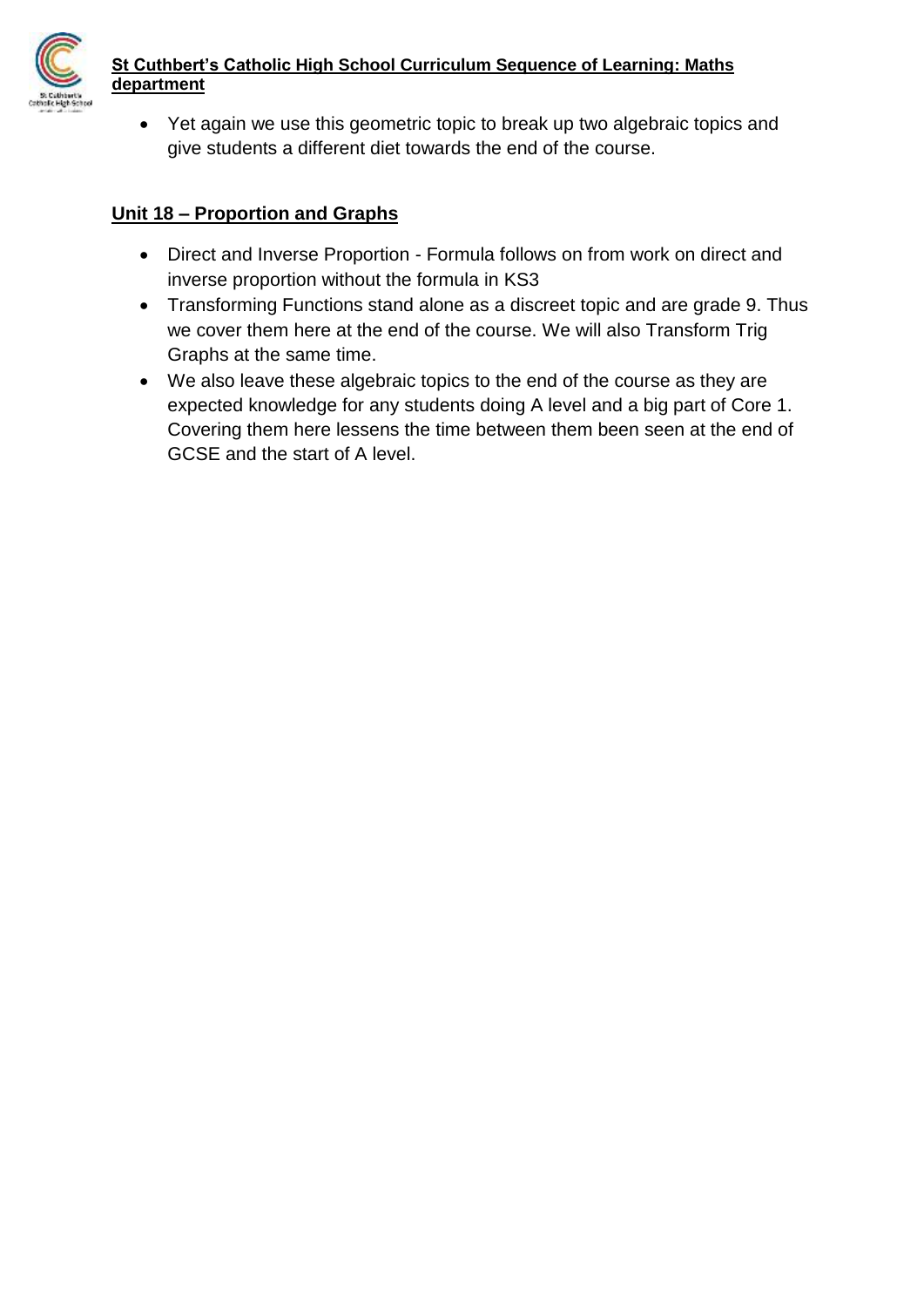- Yet again we use this geometric topic to break up two algebraic topics and give students a different diet towards the end of the course.

## Unit 18 – Proportion and Graphs

- Direct and Inverse Proportion - Formula follows on from work on direct and inverse proportion without the formula in KS3
- Transforming Functions stand alone as a discreet topic and are grade 9. Thus we cover them here at the end of the course. We will also Transform Trig Graphs at the same time.
- We also leave these algebraic topics to the end of the course as they are expected knowledge for any students doing A level and a big part of Core 1. Covering them here lessens the time between them been seen at the end of GCSE and the start of A level.